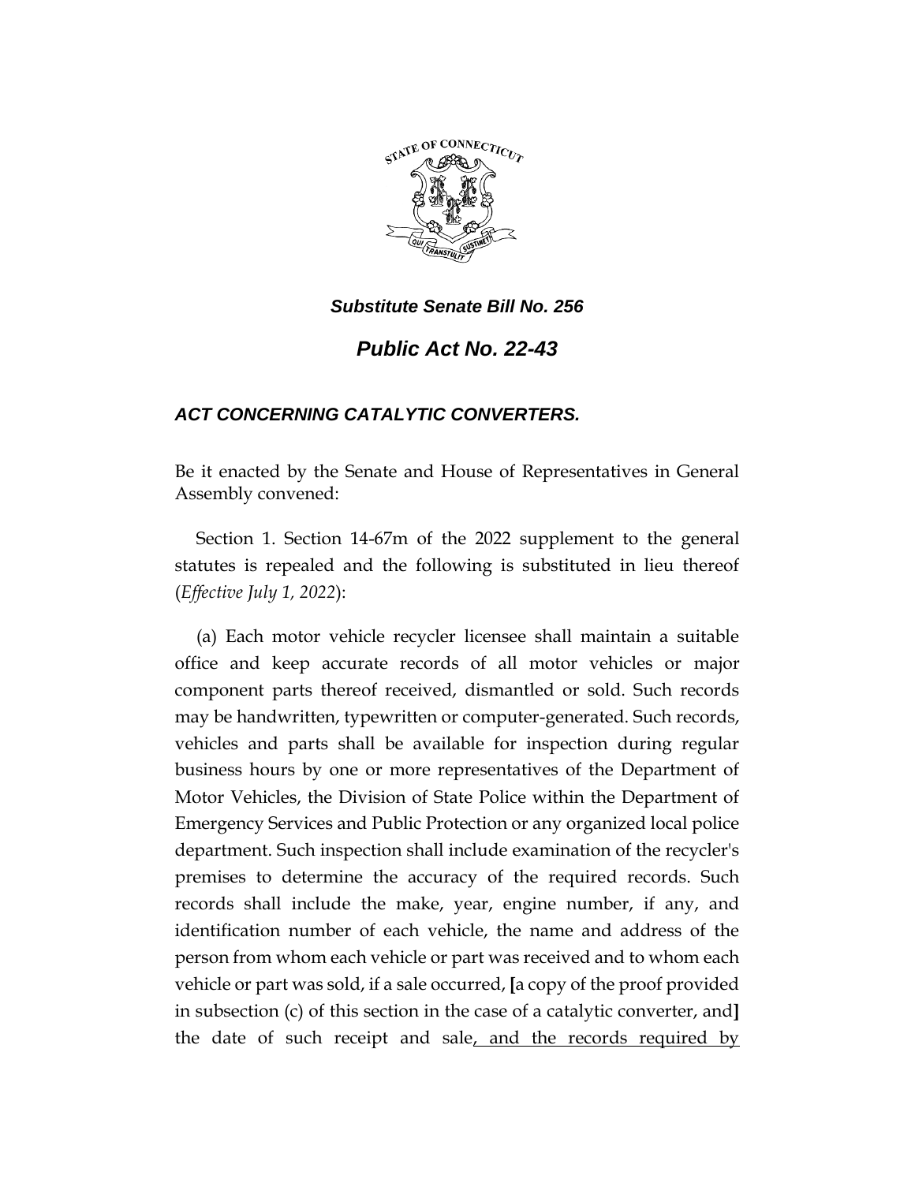*Substitute Senate Bill No. 256*

# *Public Act No. 22-43*

## *ACT CONCERNING CATALYTIC CONVERTERS.*

Be it enacted by the Senate and House of Representatives in General Assembly convened:

Section 1. Section 14-67m of the 2022 supplement to the general statutes is repealed and the following is substituted in lieu thereof (*Effective July 1, 2022*):

(a) Each motor vehicle recycler licensee shall maintain a suitable office and keep accurate records of all motor vehicles or major component parts thereof received, dismantled or sold. Such records may be handwritten, typewritten or computer-generated. Such records, vehicles and parts shall be available for inspection during regular business hours by one or more representatives of the Department of Motor Vehicles, the Division of State Police within the Department of Emergency Services and Public Protection or any organized local police department. Such inspection shall include examination of the recycler's premises to determine the accuracy of the required records. Such records shall include the make, year, engine number, if any, and identification number of each vehicle, the name and address of the person from whom each vehicle or part was received and to whom each vehicle or part was sold, if a sale occurred, **[**a copy of the proof provided in subsection (c) of this section in the case of a catalytic converter, and**]** the date of such receipt and sale<u>, and the records required by</u>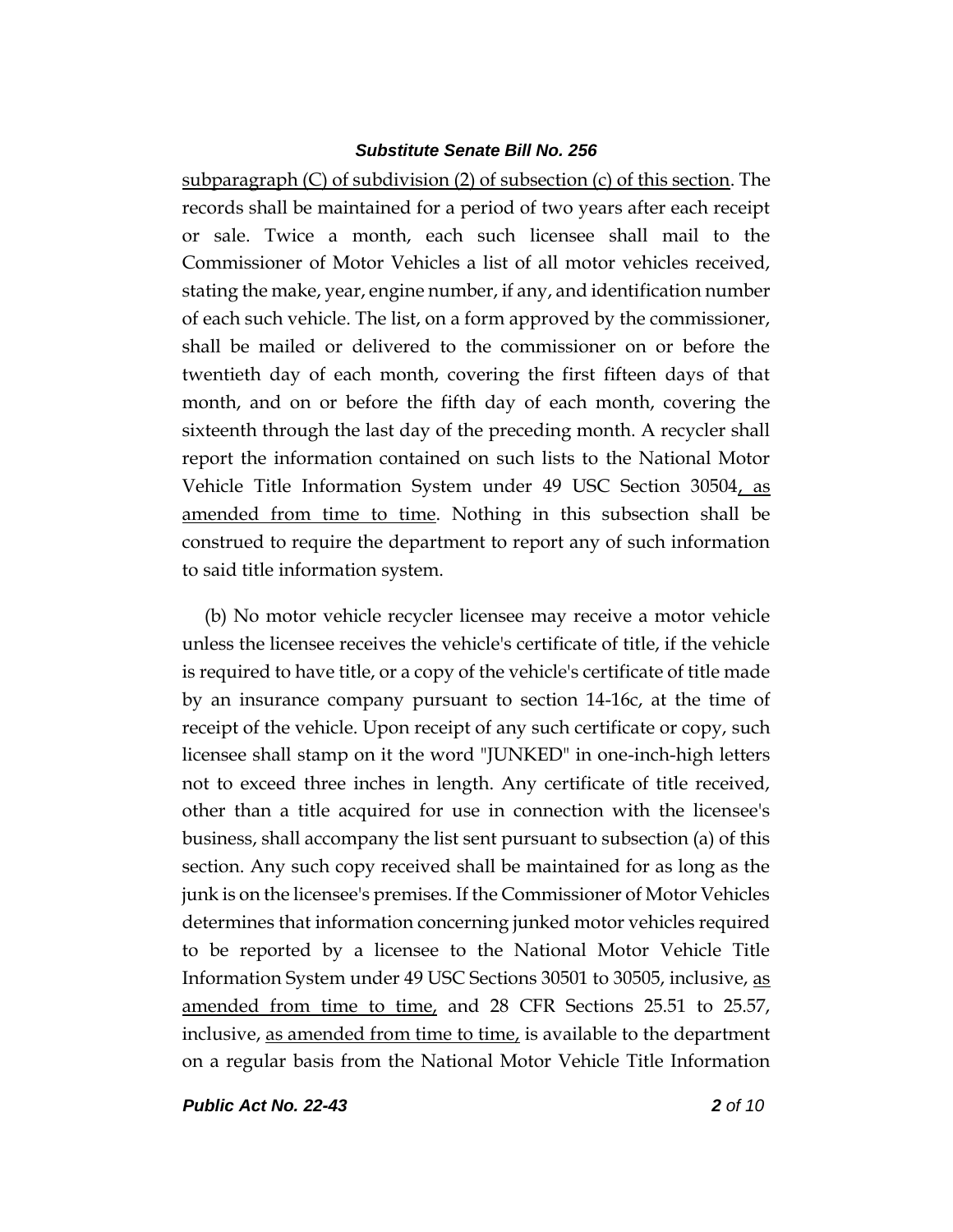subparagraph (C) of subdivision (2) of subsection (c) of this section. The records shall be maintained for a period of two years after each receipt or sale. Twice a month, each such licensee shall mail to the Commissioner of Motor Vehicles a list of all motor vehicles received, stating the make, year, engine number, if any, and identification number of each such vehicle. The list, on a form approved by the commissioner, shall be mailed or delivered to the commissioner on or before the twentieth day of each month, covering the first fifteen days of that month, and on or before the fifth day of each month, covering the sixteenth through the last day of the preceding month. A recycler shall report the information contained on such lists to the National Motor Vehicle Title Information System under 49 USC Section 30504, as amended from time to time. Nothing in this subsection shall be construed to require the department to report any of such information to said title information system.

(b) No motor vehicle recycler licensee may receive a motor vehicle unless the licensee receives the vehicle's certificate of title, if the vehicle is required to have title, or a copy of the vehicle's certificate of title made by an insurance company pursuant to section 14-16c, at the time of receipt of the vehicle. Upon receipt of any such certificate or copy, such licensee shall stamp on it the word "JUNKED" in one-inch-high letters not to exceed three inches in length. Any certificate of title received, other than a title acquired for use in connection with the licensee's business, shall accompany the list sent pursuant to subsection (a) of this section. Any such copy received shall be maintained for as long as the junk is on the licensee's premises. If the Commissioner of Motor Vehicles determines that information concerning junked motor vehicles required to be reported by a licensee to the National Motor Vehicle Title Information System under 49 USC Sections 30501 to 30505, inclusive, as amended from time to time, and 28 CFR Sections 25.51 to 25.57, inclusive, as amended from time to time, is available to the department on a regular basis from the National Motor Vehicle Title Information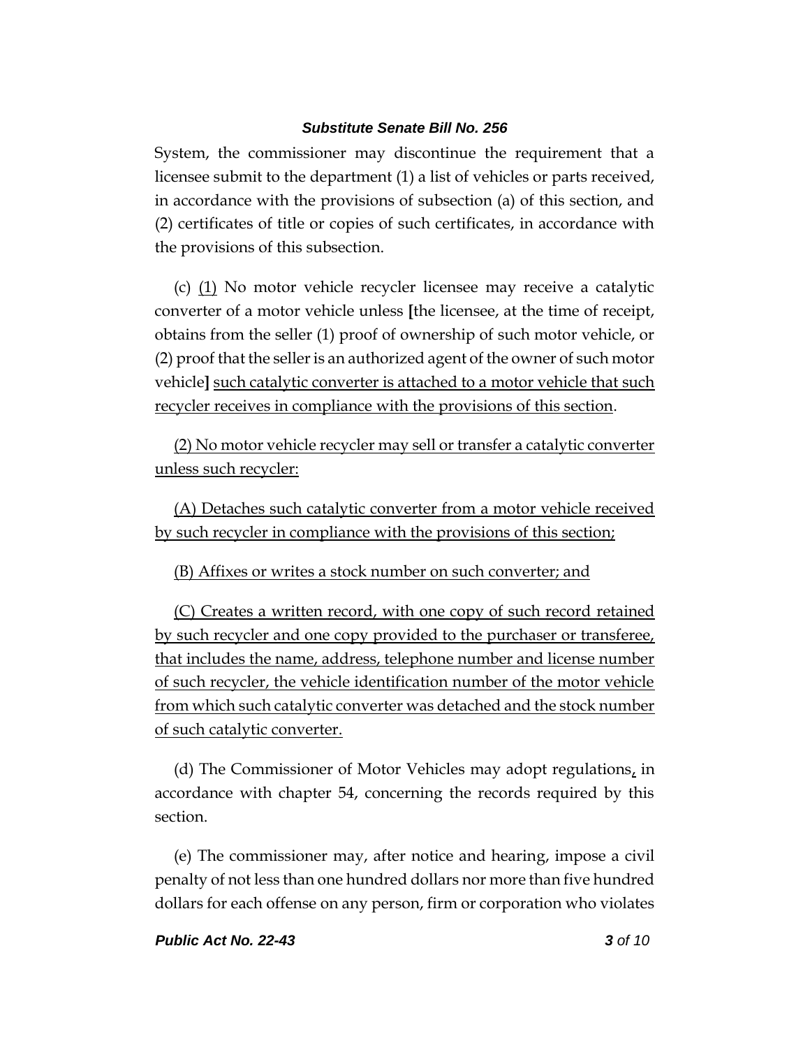System, the commissioner may discontinue the requirement that a licensee submit to the department (1) a list of vehicles or parts received, in accordance with the provisions of subsection (a) of this section, and (2) certificates of title or copies of such certificates, in accordance with the provisions of this subsection.

(c) <u>(1)</u> No motor vehicle recycler licensee may receive a catalytic converter of a motor vehicle unless [the licensee, at the time of receipt, obtains from the seller (1) proof of ownership of such motor vehicle, or (2) proof that the seller is an authorized agent of the owner of such motor vehicle] <u>such catalytic converter is attached to a motor vehicle that such recycler receives in compliance with the provisions of this section</u>.

<u>(2) No motor vehicle recycler may sell or transfer a catalytic converter unless such recycler:</u>

<u>(A) Detaches such catalytic converter from a motor vehicle received by such recycler in compliance with the provisions of this section;</u>

<u>(B) Affixes or writes a stock number on such converter; and</u>

<u>(C) Creates a written record, with one copy of such record retained by such recycler and one copy provided to the purchaser or transferee, that includes the name, address, telephone number and license number of such recycler, the vehicle identification number of the motor vehicle from which such catalytic converter was detached and the stock number of such catalytic converter.</u>

(d) The Commissioner of Motor Vehicles may adopt regulations<u>,</u> in accordance with chapter 54, concerning the records required by this section.

(e) The commissioner may, after notice and hearing, impose a civil penalty of not less than one hundred dollars nor more than five hundred dollars for each offense on any person, firm or corporation who violates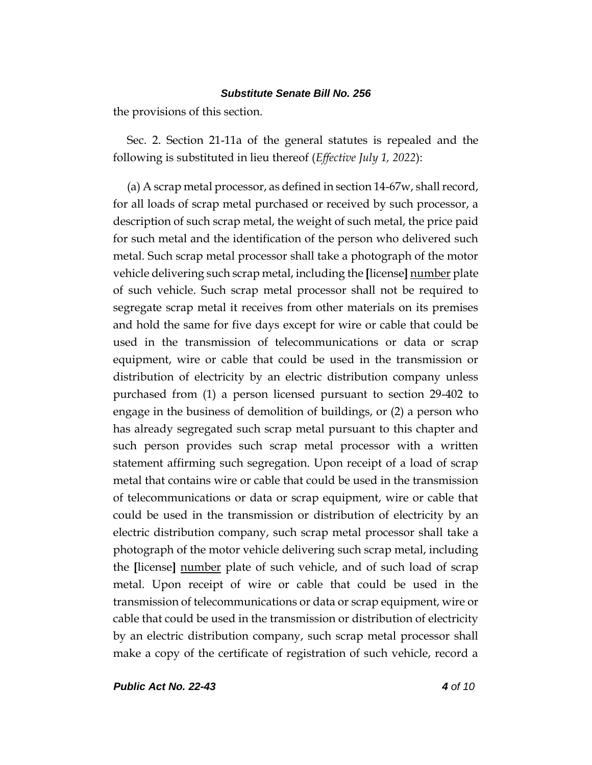the provisions of this section.

Sec. 2. Section 21-11a of the general statutes is repealed and the following is substituted in lieu thereof (*Effective July 1, 2022*):

(a) A scrap metal processor, as defined in section 14-67w, shall record, for all loads of scrap metal purchased or received by such processor, a description of such scrap metal, the weight of such metal, the price paid for such metal and the identification of the person who delivered such metal. Such scrap metal processor shall take a photograph of the motor vehicle delivering such scrap metal, including the **[**license**]** <u>number</u> plate of such vehicle. Such scrap metal processor shall not be required to segregate scrap metal it receives from other materials on its premises and hold the same for five days except for wire or cable that could be used in the transmission of telecommunications or data or scrap equipment, wire or cable that could be used in the transmission or distribution of electricity by an electric distribution company unless purchased from (1) a person licensed pursuant to section 29-402 to engage in the business of demolition of buildings, or (2) a person who has already segregated such scrap metal pursuant to this chapter and such person provides such scrap metal processor with a written statement affirming such segregation. Upon receipt of a load of scrap metal that contains wire or cable that could be used in the transmission of telecommunications or data or scrap equipment, wire or cable that could be used in the transmission or distribution of electricity by an electric distribution company, such scrap metal processor shall take a photograph of the motor vehicle delivering such scrap metal, including the **[**license**]** <u>number</u> plate of such vehicle, and of such load of scrap metal. Upon receipt of wire or cable that could be used in the transmission of telecommunications or data or scrap equipment, wire or cable that could be used in the transmission or distribution of electricity by an electric distribution company, such scrap metal processor shall make a copy of the certificate of registration of such vehicle, record a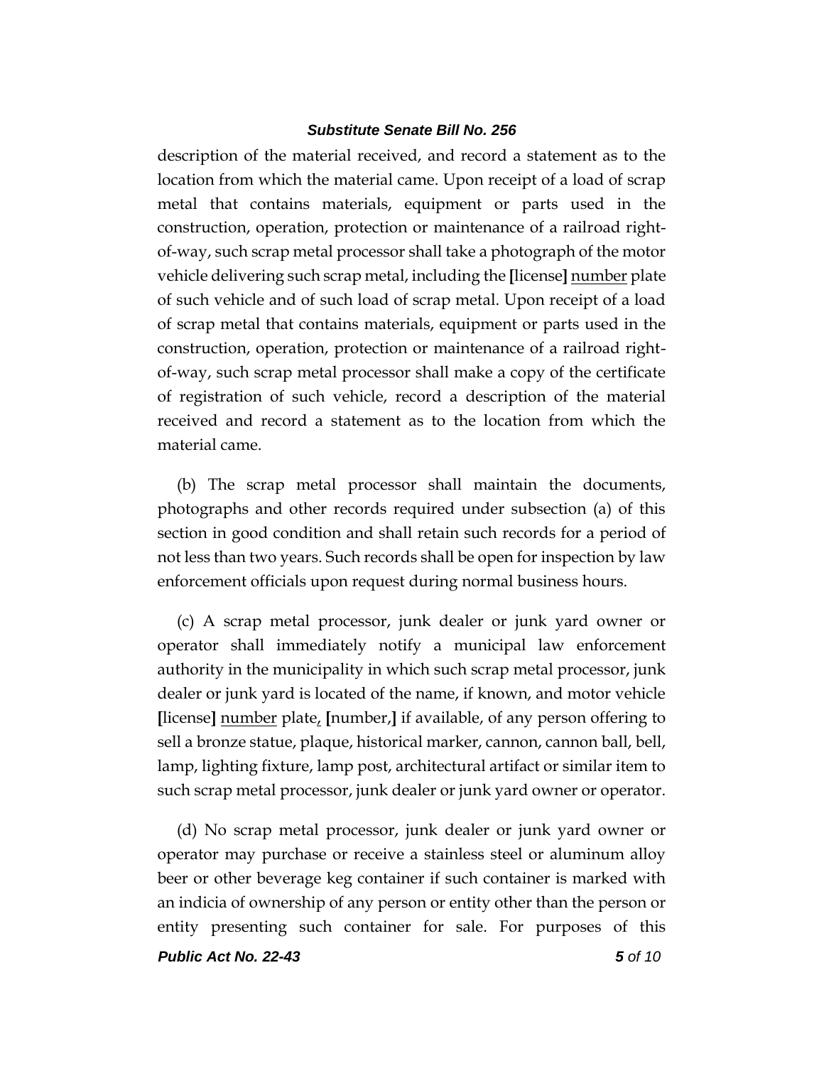description of the material received, and record a statement as to the location from which the material came. Upon receipt of a load of scrap metal that contains materials, equipment or parts used in the construction, operation, protection or maintenance of a railroad right-of-way, such scrap metal processor shall take a photograph of the motor vehicle delivering such scrap metal, including the **[**license**]** <u>number</u> plate of such vehicle and of such load of scrap metal. Upon receipt of a load of scrap metal that contains materials, equipment or parts used in the construction, operation, protection or maintenance of a railroad right-of-way, such scrap metal processor shall make a copy of the certificate of registration of such vehicle, record a description of the material received and record a statement as to the location from which the material came.

(b) The scrap metal processor shall maintain the documents, photographs and other records required under subsection (a) of this section in good condition and shall retain such records for a period of not less than two years. Such records shall be open for inspection by law enforcement officials upon request during normal business hours.

(c) A scrap metal processor, junk dealer or junk yard owner or operator shall immediately notify a municipal law enforcement authority in the municipality in which such scrap metal processor, junk dealer or junk yard is located of the name, if known, and motor vehicle **[**license**]** <u>number</u> plate<u>,</u> **[**number,**]** if available, of any person offering to sell a bronze statue, plaque, historical marker, cannon, cannon ball, bell, lamp, lighting fixture, lamp post, architectural artifact or similar item to such scrap metal processor, junk dealer or junk yard owner or operator.

(d) No scrap metal processor, junk dealer or junk yard owner or operator may purchase or receive a stainless steel or aluminum alloy beer or other beverage keg container if such container is marked with an indicia of ownership of any person or entity other than the person or entity presenting such container for sale. For purposes of this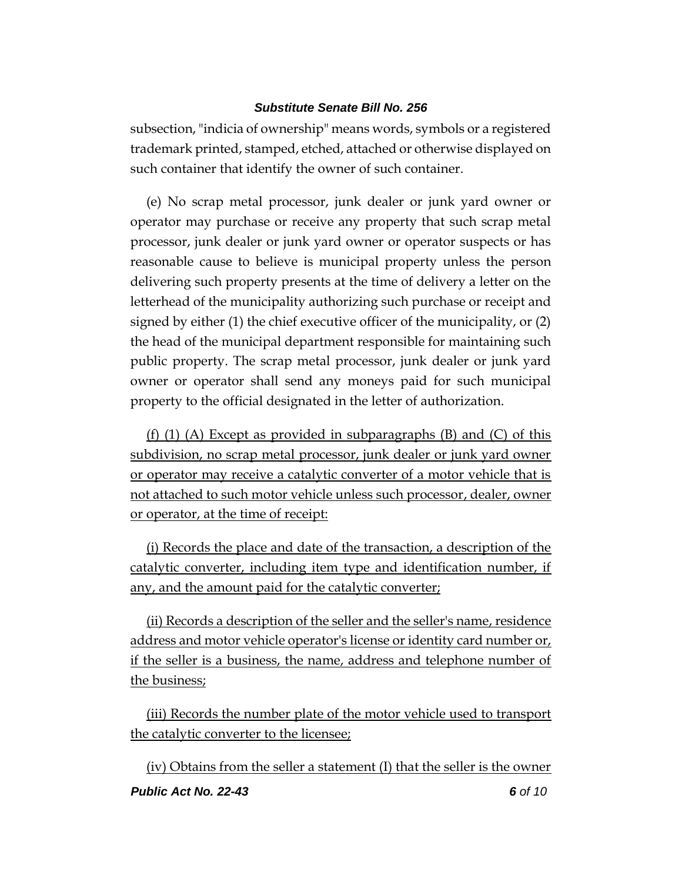subsection, "indicia of ownership" means words, symbols or a registered trademark printed, stamped, etched, attached or otherwise displayed on such container that identify the owner of such container.

(e) No scrap metal processor, junk dealer or junk yard owner or operator may purchase or receive any property that such scrap metal processor, junk dealer or junk yard owner or operator suspects or has reasonable cause to believe is municipal property unless the person delivering such property presents at the time of delivery a letter on the letterhead of the municipality authorizing such purchase or receipt and signed by either (1) the chief executive officer of the municipality, or (2) the head of the municipal department responsible for maintaining such public property. The scrap metal processor, junk dealer or junk yard owner or operator shall send any moneys paid for such municipal property to the official designated in the letter of authorization.

<u>(f) (1) (A) Except as provided in subparagraphs (B) and (C) of this subdivision, no scrap metal processor, junk dealer or junk yard owner or operator may receive a catalytic converter of a motor vehicle that is not attached to such motor vehicle unless such processor, dealer, owner or operator, at the time of receipt:</u>

<u>(i) Records the place and date of the transaction, a description of the catalytic converter, including item type and identification number, if any, and the amount paid for the catalytic converter;</u>

<u>(ii) Records a description of the seller and the seller's name, residence address and motor vehicle operator's license or identity card number or, if the seller is a business, the name, address and telephone number of the business;</u>

<u>(iii) Records the number plate of the motor vehicle used to transport the catalytic converter to the licensee;</u>

<u>(iv) Obtains from the seller a statement (I) that the seller is the owner</u>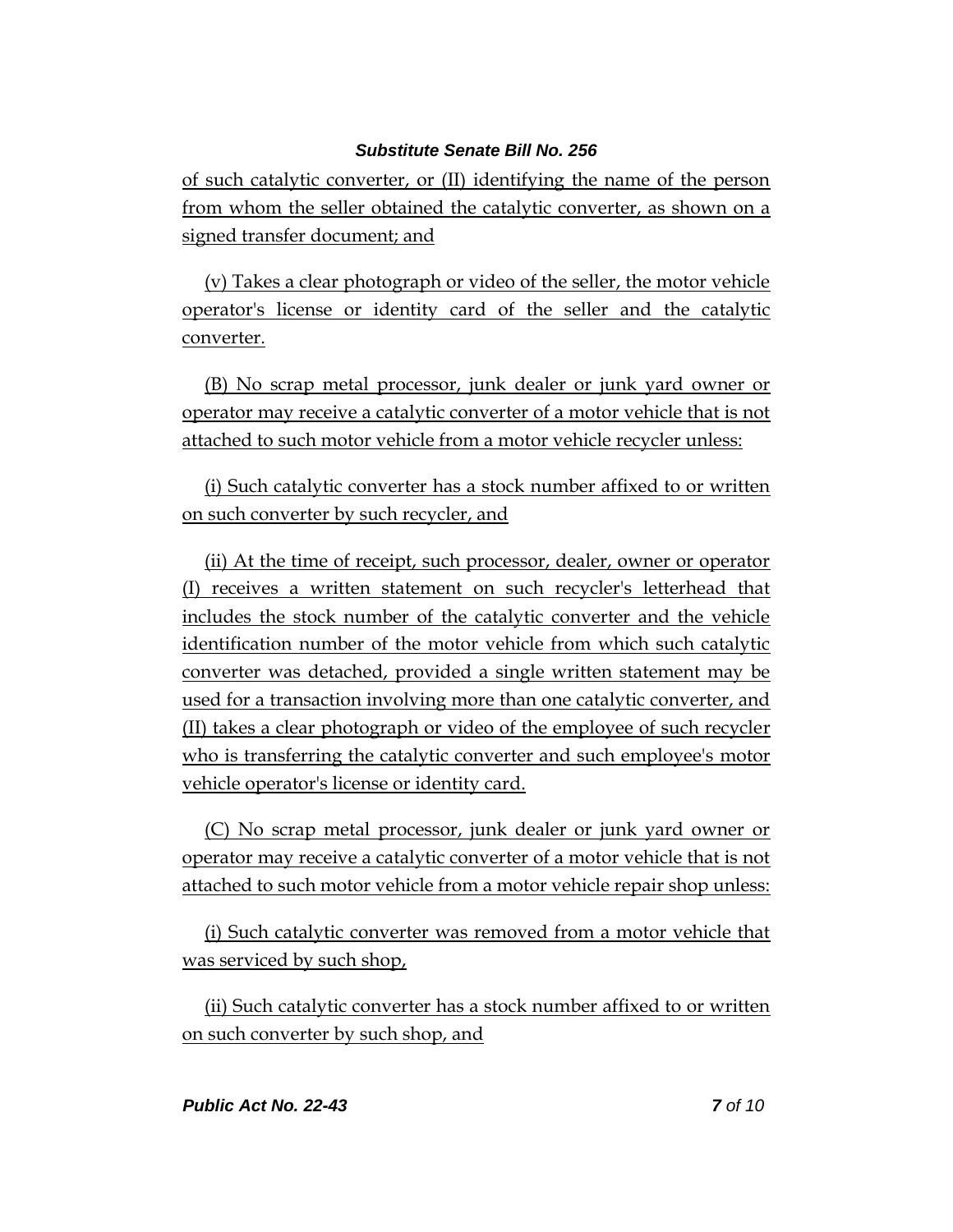of such catalytic converter, or (II) identifying the name of the person from whom the seller obtained the catalytic converter, as shown on a signed transfer document; and

(v) Takes a clear photograph or video of the seller, the motor vehicle operator's license or identity card of the seller and the catalytic converter.

(B) No scrap metal processor, junk dealer or junk yard owner or operator may receive a catalytic converter of a motor vehicle that is not attached to such motor vehicle from a motor vehicle recycler unless:

(i) Such catalytic converter has a stock number affixed to or written on such converter by such recycler, and

(ii) At the time of receipt, such processor, dealer, owner or operator (I) receives a written statement on such recycler's letterhead that includes the stock number of the catalytic converter and the vehicle identification number of the motor vehicle from which such catalytic converter was detached, provided a single written statement may be used for a transaction involving more than one catalytic converter, and (II) takes a clear photograph or video of the employee of such recycler who is transferring the catalytic converter and such employee's motor vehicle operator's license or identity card.

(C) No scrap metal processor, junk dealer or junk yard owner or operator may receive a catalytic converter of a motor vehicle that is not attached to such motor vehicle from a motor vehicle repair shop unless:

(i) Such catalytic converter was removed from a motor vehicle that was serviced by such shop,

(ii) Such catalytic converter has a stock number affixed to or written on such converter by such shop, and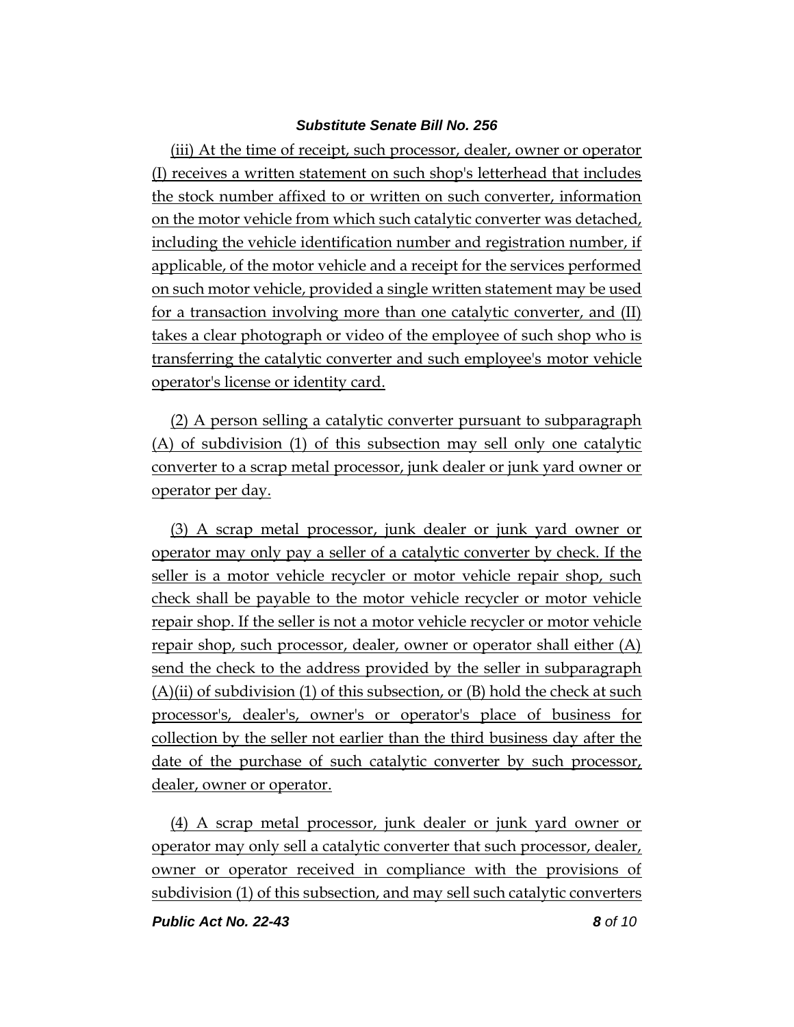(iii) At the time of receipt, such processor, dealer, owner or operator (I) receives a written statement on such shop's letterhead that includes the stock number affixed to or written on such converter, information on the motor vehicle from which such catalytic converter was detached, including the vehicle identification number and registration number, if applicable, of the motor vehicle and a receipt for the services performed on such motor vehicle, provided a single written statement may be used for a transaction involving more than one catalytic converter, and (II) takes a clear photograph or video of the employee of such shop who is transferring the catalytic converter and such employee's motor vehicle operator's license or identity card.

(2) A person selling a catalytic converter pursuant to subparagraph (A) of subdivision (1) of this subsection may sell only one catalytic converter to a scrap metal processor, junk dealer or junk yard owner or operator per day.

(3) A scrap metal processor, junk dealer or junk yard owner or operator may only pay a seller of a catalytic converter by check. If the seller is a motor vehicle recycler or motor vehicle repair shop, such check shall be payable to the motor vehicle recycler or motor vehicle repair shop. If the seller is not a motor vehicle recycler or motor vehicle repair shop, such processor, dealer, owner or operator shall either (A) send the check to the address provided by the seller in subparagraph (A)(ii) of subdivision (1) of this subsection, or (B) hold the check at such processor's, dealer's, owner's or operator's place of business for collection by the seller not earlier than the third business day after the date of the purchase of such catalytic converter by such processor, dealer, owner or operator.

(4) A scrap metal processor, junk dealer or junk yard owner or operator may only sell a catalytic converter that such processor, dealer, owner or operator received in compliance with the provisions of subdivision (1) of this subsection, and may sell such catalytic converters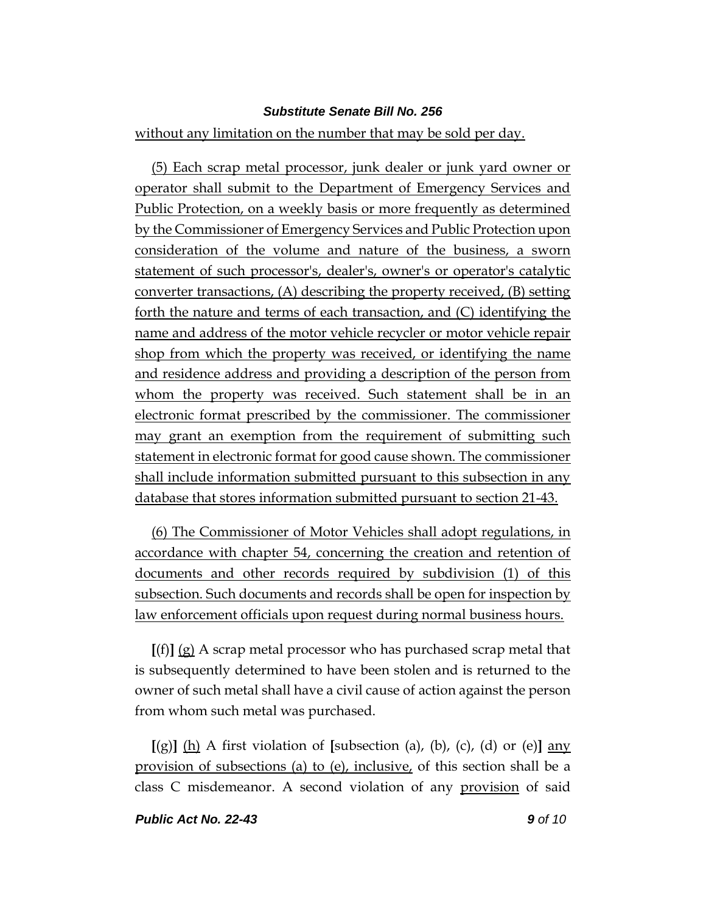without any limitation on the number that may be sold per day.

(5) Each scrap metal processor, junk dealer or junk yard owner or operator shall submit to the Department of Emergency Services and Public Protection, on a weekly basis or more frequently as determined by the Commissioner of Emergency Services and Public Protection upon consideration of the volume and nature of the business, a sworn statement of such processor's, dealer's, owner's or operator's catalytic converter transactions, (A) describing the property received, (B) setting forth the nature and terms of each transaction, and (C) identifying the name and address of the motor vehicle recycler or motor vehicle repair shop from which the property was received, or identifying the name and residence address and providing a description of the person from whom the property was received. Such statement shall be in an electronic format prescribed by the commissioner. The commissioner may grant an exemption from the requirement of submitting such statement in electronic format for good cause shown. The commissioner shall include information submitted pursuant to this subsection in any database that stores information submitted pursuant to section 21-43.

(6) The Commissioner of Motor Vehicles shall adopt regulations, in accordance with chapter 54, concerning the creation and retention of documents and other records required by subdivision (1) of this subsection. Such documents and records shall be open for inspection by law enforcement officials upon request during normal business hours.

**[**(f)**]** (g) A scrap metal processor who has purchased scrap metal that is subsequently determined to have been stolen and is returned to the owner of such metal shall have a civil cause of action against the person from whom such metal was purchased.

**[**(g)**]** (h) A first violation of **[**subsection (a), (b), (c), (d) or (e)**]** any provision of subsections (a) to (e), inclusive, of this section shall be a class C misdemeanor. A second violation of any provision of said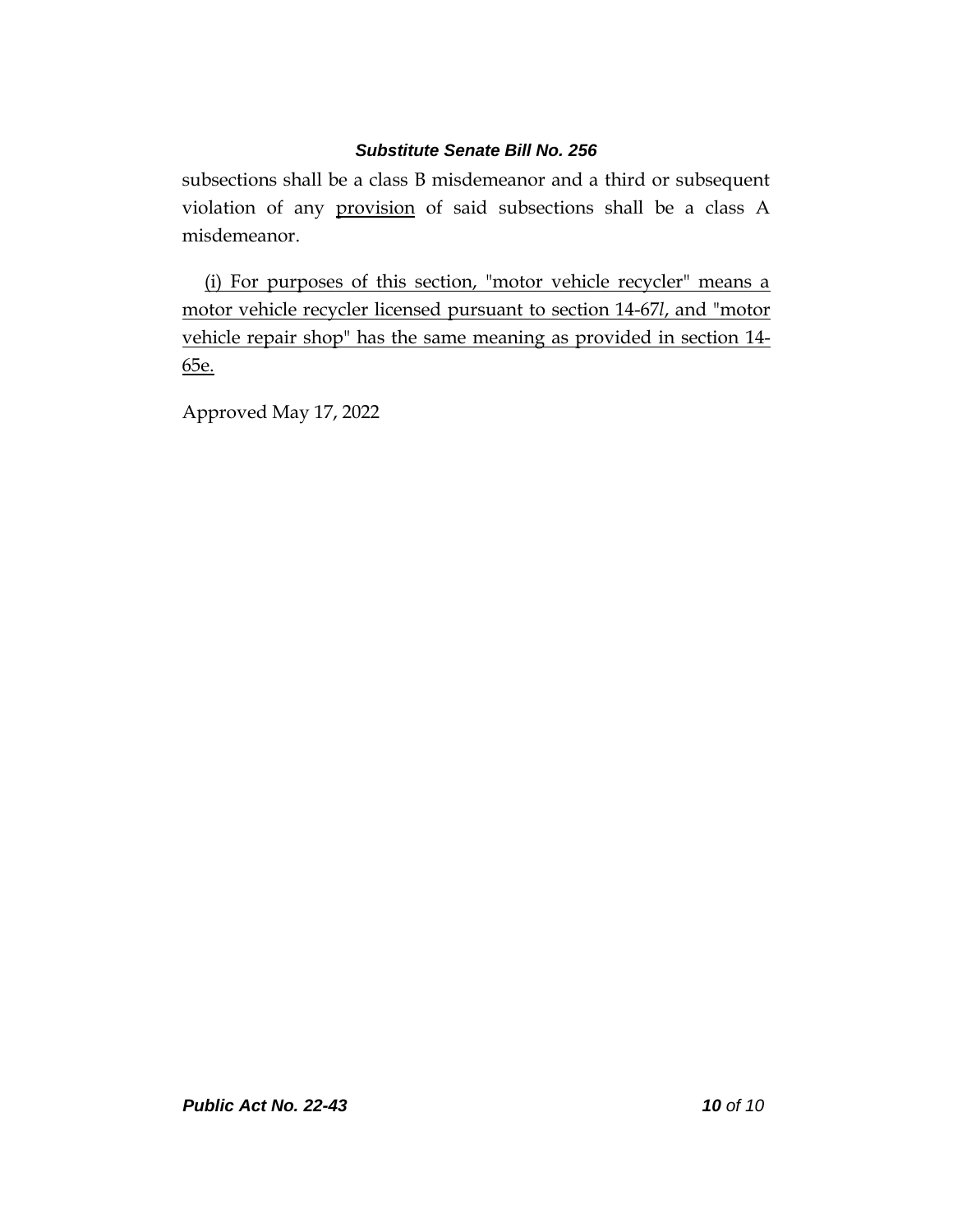subsections shall be a class B misdemeanor and a third or subsequent violation of any <u>provision</u> of said subsections shall be a class A misdemeanor.

<u>(i) For purposes of this section, "motor vehicle recycler" means a motor vehicle recycler licensed pursuant to section 14-67*l*, and "motor vehicle repair shop" has the same meaning as provided in section 14-65e.</u>

Approved May 17, 2022